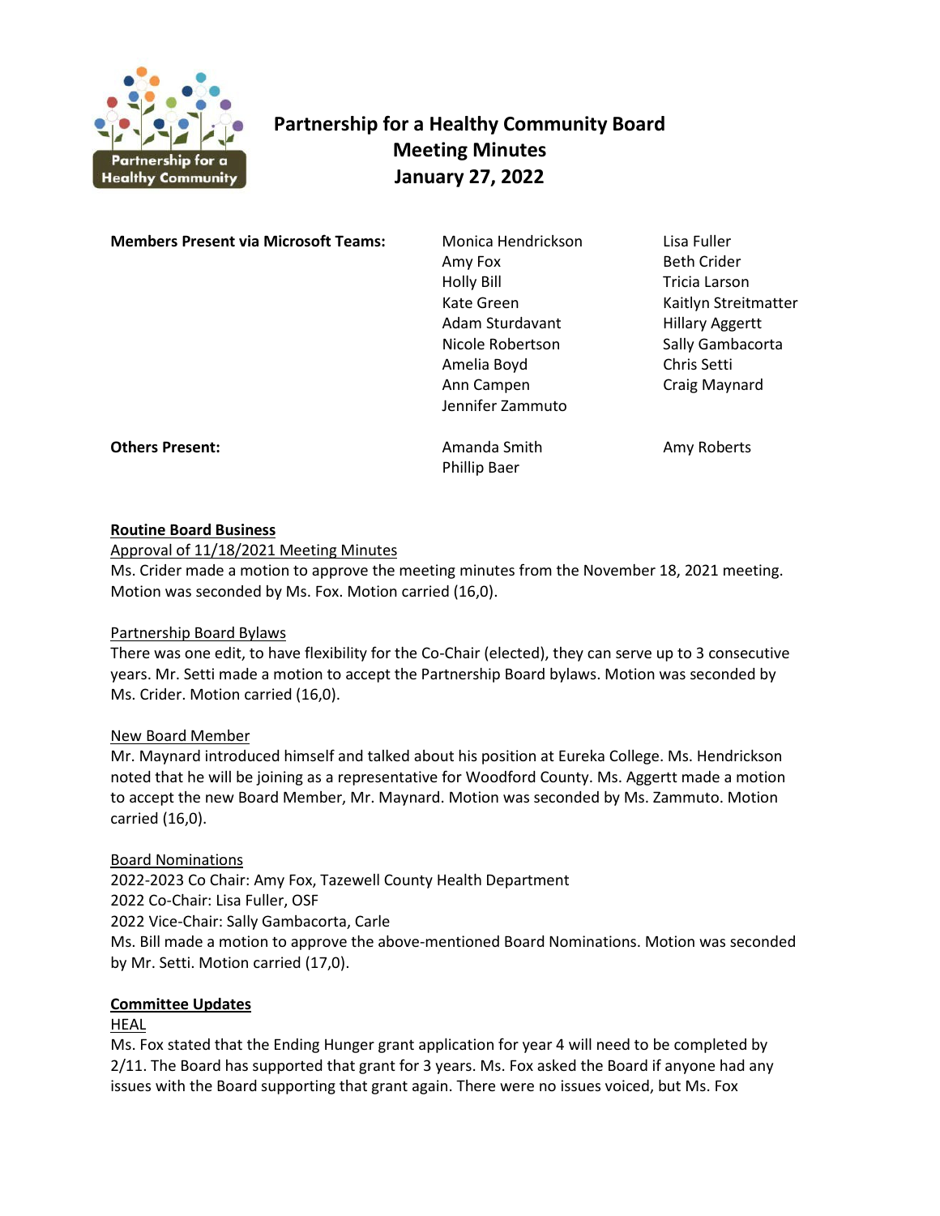# Partnership for a Healthy Community Board Meeting Minutes January 27, 2022

**Members Present via Microsoft Teams:**

Monica Hendrickson
Amy Fox
Holly Bill
Kate Green
Adam Sturdavant
Nicole Robertson
Amelia Boyd
Ann Campen
Jennifer Zammuto
Lisa Fuller
Beth Crider
Tricia Larson
Kaitlyn Streitmatter
Hillary Aggertt
Sally Gambacorta
Chris Setti
Craig Maynard

**Others Present:**

Amanda Smith
Phillip Baer
Amy Roberts

## Routine Board Business

Approval of 11/18/2021 Meeting Minutes

Ms. Crider made a motion to approve the meeting minutes from the November 18, 2021 meeting. Motion was seconded by Ms. Fox. Motion carried (16,0).

Partnership Board Bylaws

There was one edit, to have flexibility for the Co-Chair (elected), they can serve up to 3 consecutive years. Mr. Setti made a motion to accept the Partnership Board bylaws. Motion was seconded by Ms. Crider. Motion carried (16,0).

New Board Member

Mr. Maynard introduced himself and talked about his position at Eureka College. Ms. Hendrickson noted that he will be joining as a representative for Woodford County. Ms. Aggertt made a motion to accept the new Board Member, Mr. Maynard. Motion was seconded by Ms. Zammuto. Motion carried (16,0).

Board Nominations

2022-2023 Co Chair: Amy Fox, Tazewell County Health Department
2022 Co-Chair: Lisa Fuller, OSF
2022 Vice-Chair: Sally Gambacorta, Carle
Ms. Bill made a motion to approve the above-mentioned Board Nominations. Motion was seconded by Mr. Setti. Motion carried (17,0).

## Committee Updates

HEAL

Ms. Fox stated that the Ending Hunger grant application for year 4 will need to be completed by 2/11. The Board has supported that grant for 3 years. Ms. Fox asked the Board if anyone had any issues with the Board supporting that grant again. There were no issues voiced, but Ms. Fox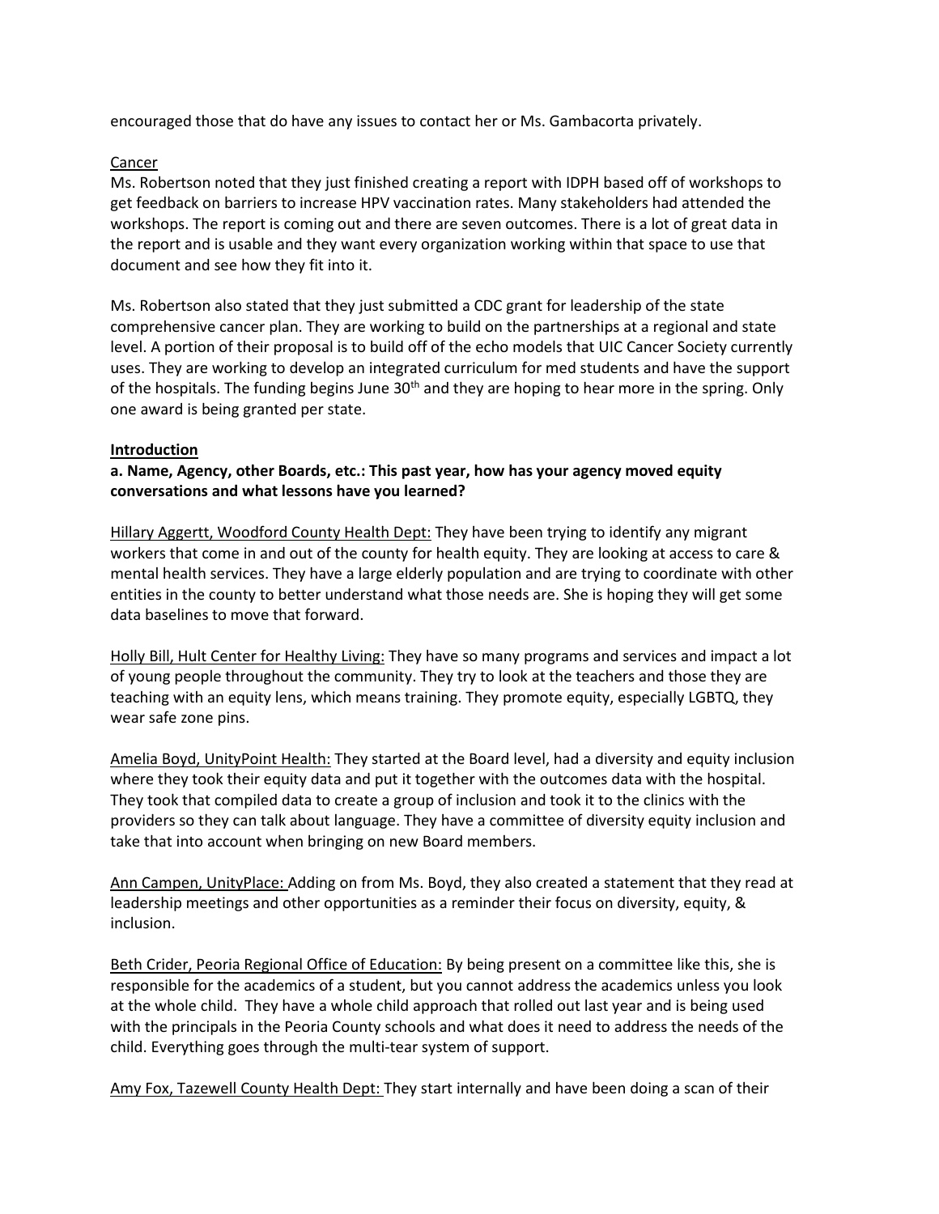encouraged those that do have any issues to contact her or Ms. Gambacorta privately.

Cancer

Ms. Robertson noted that they just finished creating a report with IDPH based off of workshops to get feedback on barriers to increase HPV vaccination rates. Many stakeholders had attended the workshops. The report is coming out and there are seven outcomes. There is a lot of great data in the report and is usable and they want every organization working within that space to use that document and see how they fit into it.

Ms. Robertson also stated that they just submitted a CDC grant for leadership of the state comprehensive cancer plan. They are working to build on the partnerships at a regional and state level. A portion of their proposal is to build off of the echo models that UIC Cancer Society currently uses. They are working to develop an integrated curriculum for med students and have the support of the hospitals. The funding begins June 30th and they are hoping to hear more in the spring. Only one award is being granted per state.

**Introduction**

**a. Name, Agency, other Boards, etc.: This past year, how has your agency moved equity conversations and what lessons have you learned?**

Hillary Aggertt, Woodford County Health Dept: They have been trying to identify any migrant workers that come in and out of the county for health equity. They are looking at access to care & mental health services. They have a large elderly population and are trying to coordinate with other entities in the county to better understand what those needs are. She is hoping they will get some data baselines to move that forward.

Holly Bill, Hult Center for Healthy Living: They have so many programs and services and impact a lot of young people throughout the community. They try to look at the teachers and those they are teaching with an equity lens, which means training. They promote equity, especially LGBTQ, they wear safe zone pins.

Amelia Boyd, UnityPoint Health: They started at the Board level, had a diversity and equity inclusion where they took their equity data and put it together with the outcomes data with the hospital. They took that compiled data to create a group of inclusion and took it to the clinics with the providers so they can talk about language. They have a committee of diversity equity inclusion and take that into account when bringing on new Board members.

Ann Campen, UnityPlace: Adding on from Ms. Boyd, they also created a statement that they read at leadership meetings and other opportunities as a reminder their focus on diversity, equity, & inclusion.

Beth Crider, Peoria Regional Office of Education: By being present on a committee like this, she is responsible for the academics of a student, but you cannot address the academics unless you look at the whole child. They have a whole child approach that rolled out last year and is being used with the principals in the Peoria County schools and what does it need to address the needs of the child. Everything goes through the multi-tear system of support.

Amy Fox, Tazewell County Health Dept: They start internally and have been doing a scan of their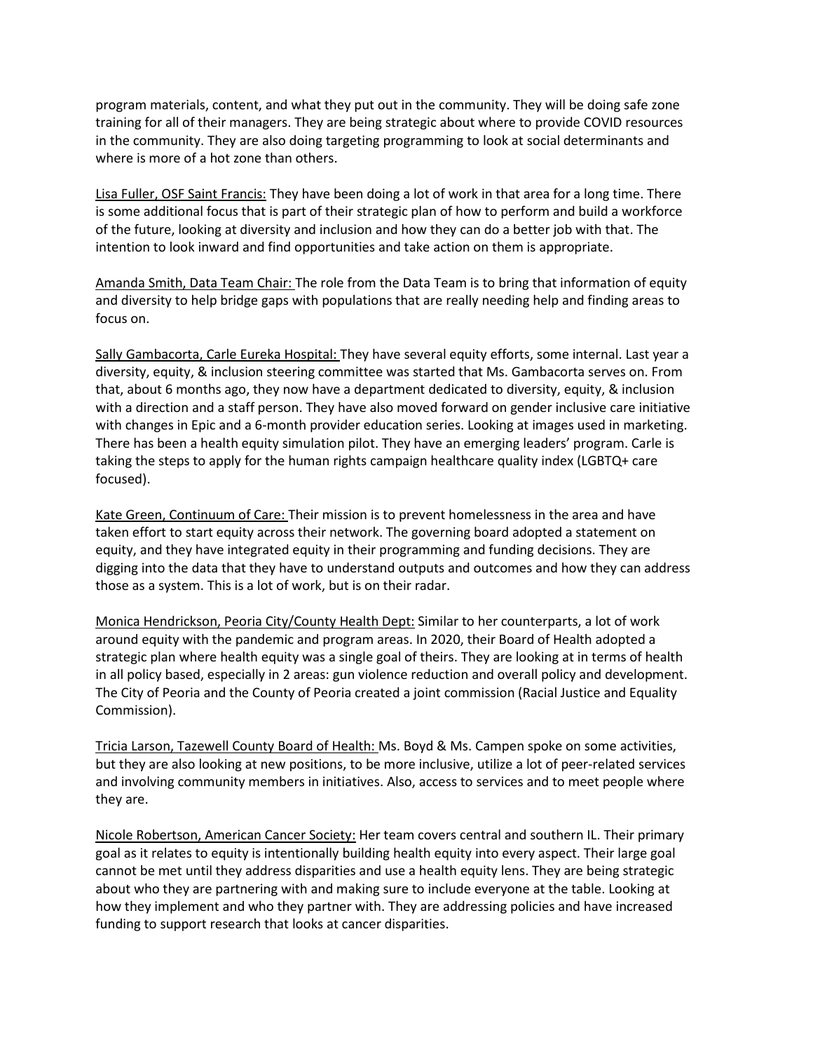program materials, content, and what they put out in the community. They will be doing safe zone training for all of their managers. They are being strategic about where to provide COVID resources in the community. They are also doing targeting programming to look at social determinants and where is more of a hot zone than others.

<u>Lisa Fuller, OSF Saint Francis:</u> They have been doing a lot of work in that area for a long time. There is some additional focus that is part of their strategic plan of how to perform and build a workforce of the future, looking at diversity and inclusion and how they can do a better job with that. The intention to look inward and find opportunities and take action on them is appropriate.

<u>Amanda Smith, Data Team Chair:</u> The role from the Data Team is to bring that information of equity and diversity to help bridge gaps with populations that are really needing help and finding areas to focus on.

<u>Sally Gambacorta, Carle Eureka Hospital:</u> They have several equity efforts, some internal. Last year a diversity, equity, & inclusion steering committee was started that Ms. Gambacorta serves on. From that, about 6 months ago, they now have a department dedicated to diversity, equity, & inclusion with a direction and a staff person. They have also moved forward on gender inclusive care initiative with changes in Epic and a 6-month provider education series. Looking at images used in marketing. There has been a health equity simulation pilot. They have an emerging leaders' program. Carle is taking the steps to apply for the human rights campaign healthcare quality index (LGBTQ+ care focused).

<u>Kate Green, Continuum of Care:</u> Their mission is to prevent homelessness in the area and have taken effort to start equity across their network. The governing board adopted a statement on equity, and they have integrated equity in their programming and funding decisions. They are digging into the data that they have to understand outputs and outcomes and how they can address those as a system. This is a lot of work, but is on their radar.

<u>Monica Hendrickson, Peoria City/County Health Dept:</u> Similar to her counterparts, a lot of work around equity with the pandemic and program areas. In 2020, their Board of Health adopted a strategic plan where health equity was a single goal of theirs. They are looking at in terms of health in all policy based, especially in 2 areas: gun violence reduction and overall policy and development. The City of Peoria and the County of Peoria created a joint commission (Racial Justice and Equality Commission).

<u>Tricia Larson, Tazewell County Board of Health:</u> Ms. Boyd & Ms. Campen spoke on some activities, but they are also looking at new positions, to be more inclusive, utilize a lot of peer-related services and involving community members in initiatives. Also, access to services and to meet people where they are.

<u>Nicole Robertson, American Cancer Society:</u> Her team covers central and southern IL. Their primary goal as it relates to equity is intentionally building health equity into every aspect. Their large goal cannot be met until they address disparities and use a health equity lens. They are being strategic about who they are partnering with and making sure to include everyone at the table. Looking at how they implement and who they partner with. They are addressing policies and have increased funding to support research that looks at cancer disparities.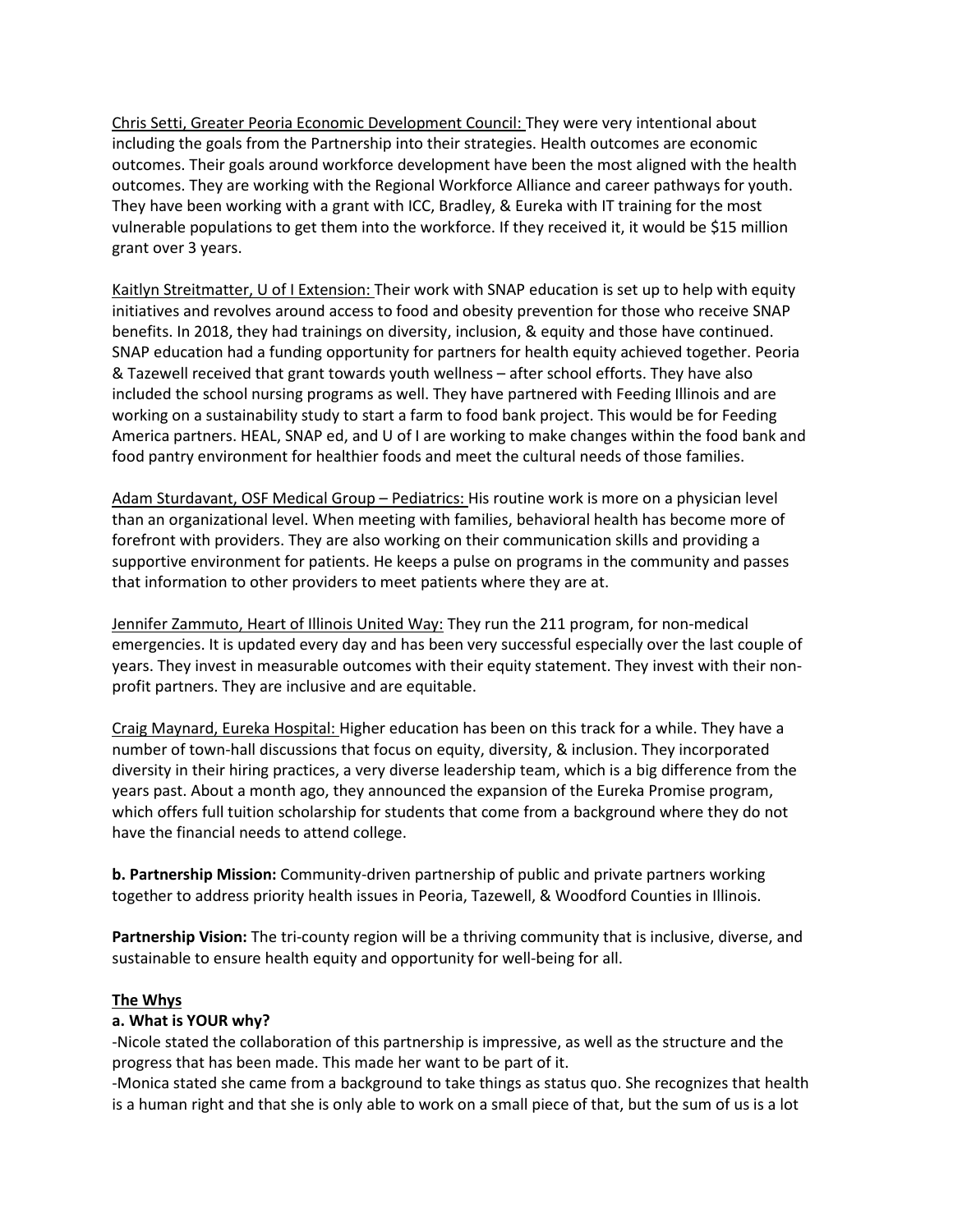Chris Setti, Greater Peoria Economic Development Council: They were very intentional about including the goals from the Partnership into their strategies. Health outcomes are economic outcomes. Their goals around workforce development have been the most aligned with the health outcomes. They are working with the Regional Workforce Alliance and career pathways for youth. They have been working with a grant with ICC, Bradley, & Eureka with IT training for the most vulnerable populations to get them into the workforce. If they received it, it would be $15 million grant over 3 years.

Kaitlyn Streitmatter, U of I Extension: Their work with SNAP education is set up to help with equity initiatives and revolves around access to food and obesity prevention for those who receive SNAP benefits. In 2018, they had trainings on diversity, inclusion, & equity and those have continued. SNAP education had a funding opportunity for partners for health equity achieved together. Peoria & Tazewell received that grant towards youth wellness – after school efforts. They have also included the school nursing programs as well. They have partnered with Feeding Illinois and are working on a sustainability study to start a farm to food bank project. This would be for Feeding America partners. HEAL, SNAP ed, and U of I are working to make changes within the food bank and food pantry environment for healthier foods and meet the cultural needs of those families.

Adam Sturdavant, OSF Medical Group – Pediatrics: His routine work is more on a physician level than an organizational level. When meeting with families, behavioral health has become more of forefront with providers. They are also working on their communication skills and providing a supportive environment for patients. He keeps a pulse on programs in the community and passes that information to other providers to meet patients where they are at.

Jennifer Zammuto, Heart of Illinois United Way: They run the 211 program, for non-medical emergencies. It is updated every day and has been very successful especially over the last couple of years. They invest in measurable outcomes with their equity statement. They invest with their non-profit partners. They are inclusive and are equitable.

Craig Maynard, Eureka Hospital: Higher education has been on this track for a while. They have a number of town-hall discussions that focus on equity, diversity, & inclusion. They incorporated diversity in their hiring practices, a very diverse leadership team, which is a big difference from the years past. About a month ago, they announced the expansion of the Eureka Promise program, which offers full tuition scholarship for students that come from a background where they do not have the financial needs to attend college.

**b. Partnership Mission:** Community-driven partnership of public and private partners working together to address priority health issues in Peoria, Tazewell, & Woodford Counties in Illinois.

**Partnership Vision:** The tri-county region will be a thriving community that is inclusive, diverse, and sustainable to ensure health equity and opportunity for well-being for all.

**The Whys**

**a. What is YOUR why?**

-Nicole stated the collaboration of this partnership is impressive, as well as the structure and the progress that has been made. This made her want to be part of it.

-Monica stated she came from a background to take things as status quo. She recognizes that health is a human right and that she is only able to work on a small piece of that, but the sum of us is a lot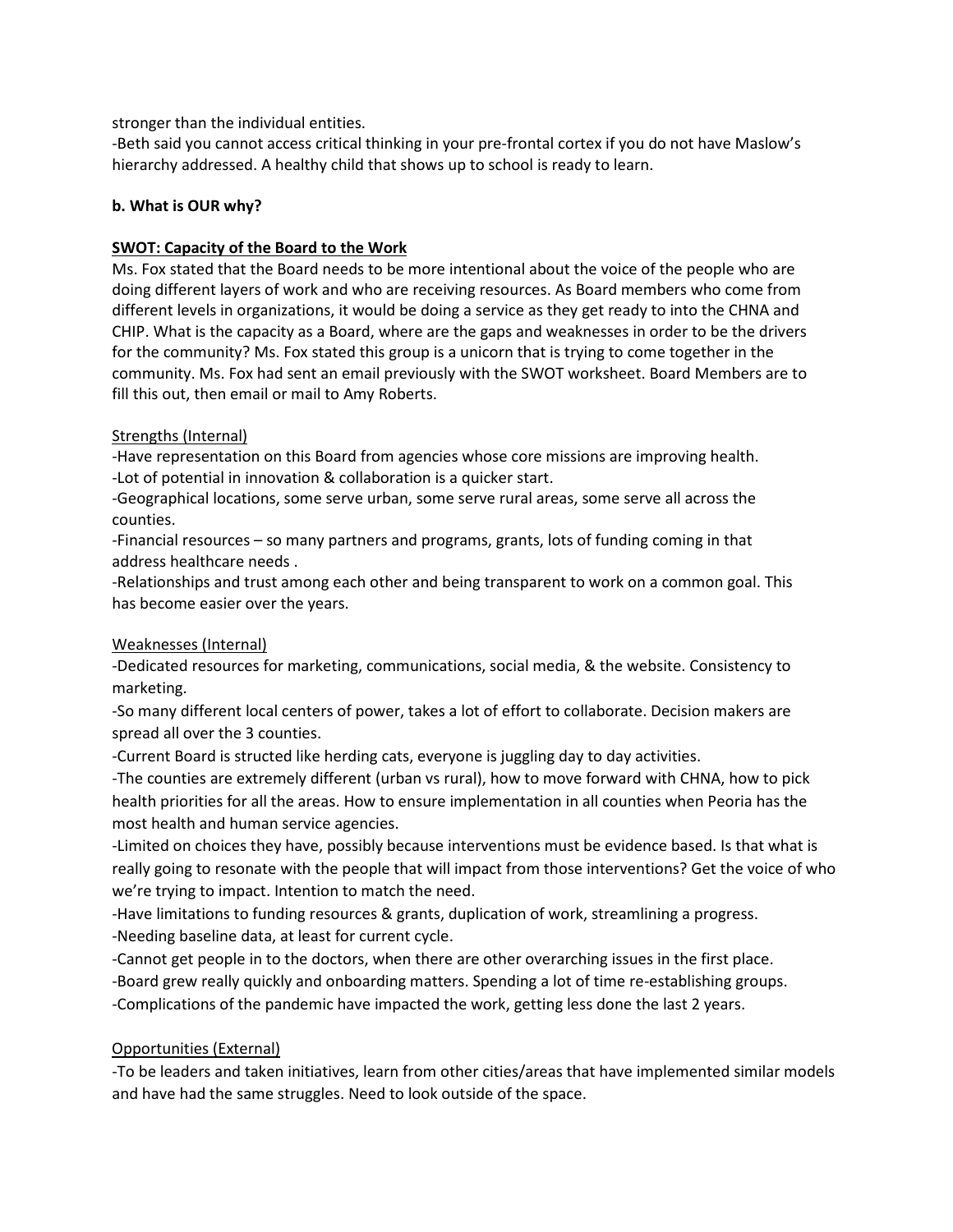stronger than the individual entities.
-Beth said you cannot access critical thinking in your pre-frontal cortex if you do not have Maslow's hierarchy addressed. A healthy child that shows up to school is ready to learn.

**b. What is OUR why?**

**SWOT: Capacity of the Board to the Work**

Ms. Fox stated that the Board needs to be more intentional about the voice of the people who are doing different layers of work and who are receiving resources. As Board members who come from different levels in organizations, it would be doing a service as they get ready to into the CHNA and CHIP. What is the capacity as a Board, where are the gaps and weaknesses in order to be the drivers for the community? Ms. Fox stated this group is a unicorn that is trying to come together in the community. Ms. Fox had sent an email previously with the SWOT worksheet. Board Members are to fill this out, then email or mail to Amy Roberts.

Strengths (Internal)

-Have representation on this Board from agencies whose core missions are improving health.
-Lot of potential in innovation & collaboration is a quicker start.
-Geographical locations, some serve urban, some serve rural areas, some serve all across the counties.
-Financial resources – so many partners and programs, grants, lots of funding coming in that address healthcare needs .
-Relationships and trust among each other and being transparent to work on a common goal. This has become easier over the years.

Weaknesses (Internal)

-Dedicated resources for marketing, communications, social media, & the website. Consistency to marketing.
-So many different local centers of power, takes a lot of effort to collaborate. Decision makers are spread all over the 3 counties.
-Current Board is structed like herding cats, everyone is juggling day to day activities.
-The counties are extremely different (urban vs rural), how to move forward with CHNA, how to pick health priorities for all the areas. How to ensure implementation in all counties when Peoria has the most health and human service agencies.
-Limited on choices they have, possibly because interventions must be evidence based. Is that what is really going to resonate with the people that will impact from those interventions? Get the voice of who we're trying to impact. Intention to match the need.
-Have limitations to funding resources & grants, duplication of work, streamlining a progress.
-Needing baseline data, at least for current cycle.
-Cannot get people in to the doctors, when there are other overarching issues in the first place.
-Board grew really quickly and onboarding matters. Spending a lot of time re-establishing groups.
-Complications of the pandemic have impacted the work, getting less done the last 2 years.

Opportunities (External)

-To be leaders and taken initiatives, learn from other cities/areas that have implemented similar models and have had the same struggles. Need to look outside of the space.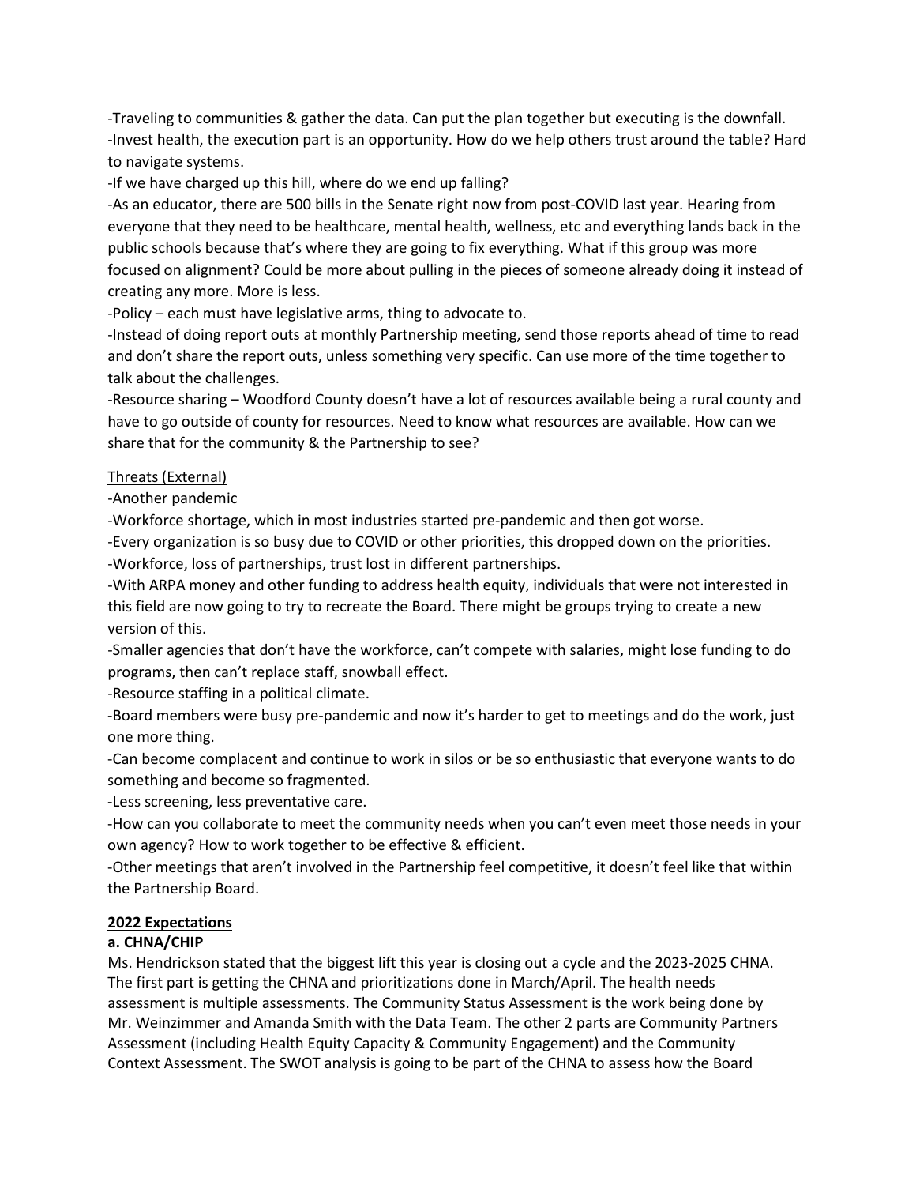-Traveling to communities & gather the data. Can put the plan together but executing is the downfall.
-Invest health, the execution part is an opportunity. How do we help others trust around the table? Hard to navigate systems.
-If we have charged up this hill, where do we end up falling?
-As an educator, there are 500 bills in the Senate right now from post-COVID last year. Hearing from everyone that they need to be healthcare, mental health, wellness, etc and everything lands back in the public schools because that's where they are going to fix everything. What if this group was more focused on alignment? Could be more about pulling in the pieces of someone already doing it instead of creating any more. More is less.
-Policy – each must have legislative arms, thing to advocate to.
-Instead of doing report outs at monthly Partnership meeting, send those reports ahead of time to read and don't share the report outs, unless something very specific. Can use more of the time together to talk about the challenges.
-Resource sharing – Woodford County doesn't have a lot of resources available being a rural county and have to go outside of county for resources. Need to know what resources are available. How can we share that for the community & the Partnership to see?

<u>Threats (External)</u>

-Another pandemic
-Workforce shortage, which in most industries started pre-pandemic and then got worse.
-Every organization is so busy due to COVID or other priorities, this dropped down on the priorities.
-Workforce, loss of partnerships, trust lost in different partnerships.
-With ARPA money and other funding to address health equity, individuals that were not interested in this field are now going to try to recreate the Board. There might be groups trying to create a new version of this.
-Smaller agencies that don't have the workforce, can't compete with salaries, might lose funding to do programs, then can't replace staff, snowball effect.
-Resource staffing in a political climate.
-Board members were busy pre-pandemic and now it's harder to get to meetings and do the work, just one more thing.
-Can become complacent and continue to work in silos or be so enthusiastic that everyone wants to do something and become so fragmented.
-Less screening, less preventative care.
-How can you collaborate to meet the community needs when you can't even meet those needs in your own agency? How to work together to be effective & efficient.
-Other meetings that aren't involved in the Partnership feel competitive, it doesn't feel like that within the Partnership Board.

**<u>2022 Expectations</u>**

**a. CHNA/CHIP**

Ms. Hendrickson stated that the biggest lift this year is closing out a cycle and the 2023-2025 CHNA. The first part is getting the CHNA and prioritizations done in March/April. The health needs assessment is multiple assessments. The Community Status Assessment is the work being done by Mr. Weinzimmer and Amanda Smith with the Data Team. The other 2 parts are Community Partners Assessment (including Health Equity Capacity & Community Engagement) and the Community Context Assessment. The SWOT analysis is going to be part of the CHNA to assess how the Board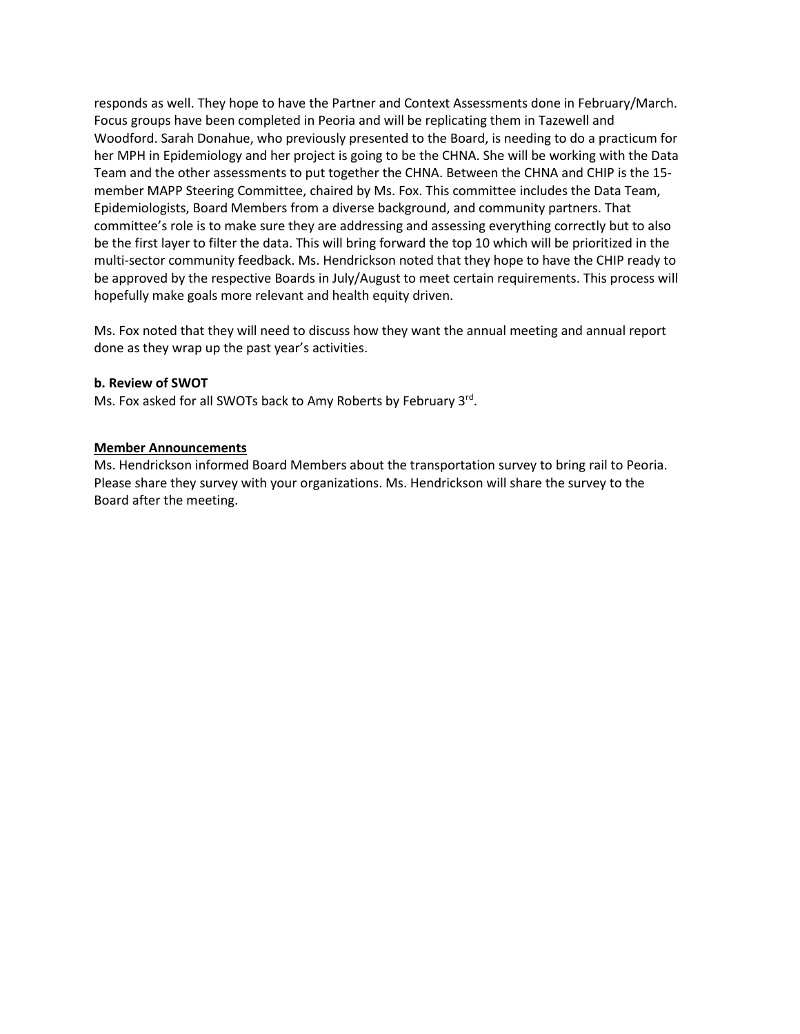responds as well. They hope to have the Partner and Context Assessments done in February/March. Focus groups have been completed in Peoria and will be replicating them in Tazewell and Woodford. Sarah Donahue, who previously presented to the Board, is needing to do a practicum for her MPH in Epidemiology and her project is going to be the CHNA. She will be working with the Data Team and the other assessments to put together the CHNA. Between the CHNA and CHIP is the 15-member MAPP Steering Committee, chaired by Ms. Fox. This committee includes the Data Team, Epidemiologists, Board Members from a diverse background, and community partners. That committee's role is to make sure they are addressing and assessing everything correctly but to also be the first layer to filter the data. This will bring forward the top 10 which will be prioritized in the multi-sector community feedback. Ms. Hendrickson noted that they hope to have the CHIP ready to be approved by the respective Boards in July/August to meet certain requirements. This process will hopefully make goals more relevant and health equity driven.

Ms. Fox noted that they will need to discuss how they want the annual meeting and annual report done as they wrap up the past year's activities.

**b. Review of SWOT**

Ms. Fox asked for all SWOTs back to Amy Roberts by February 3rd.

**Member Announcements**

Ms. Hendrickson informed Board Members about the transportation survey to bring rail to Peoria. Please share they survey with your organizations. Ms. Hendrickson will share the survey to the Board after the meeting.